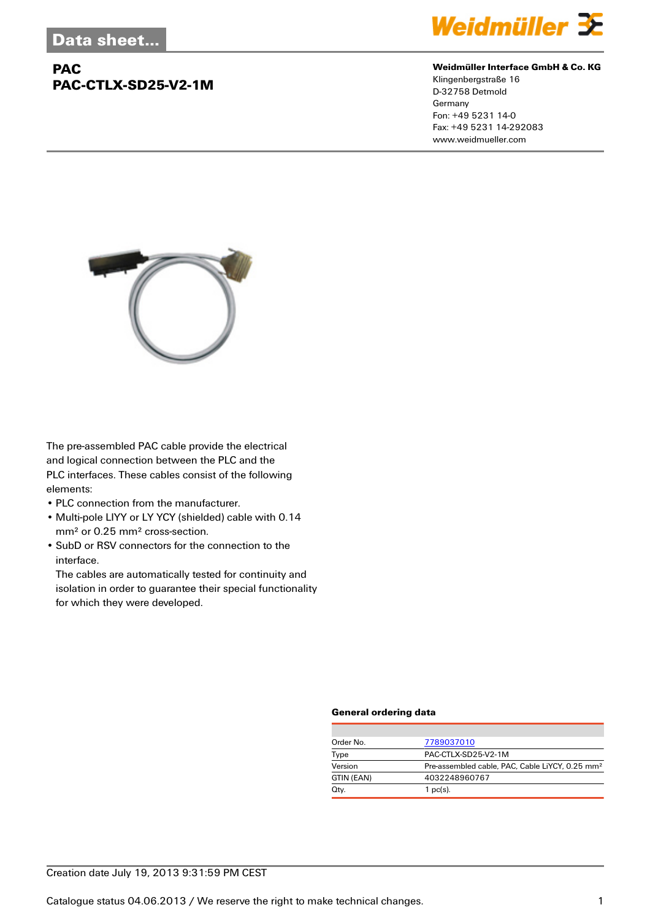Data sheet...

# PAC
# PAC-CTLX-SD25-V2-1M

**Weidmüller Interface GmbH & Co. KG**
Klingenbergstraße 16
D-32758 Detmold
Germany
Fon: +49 5231 14-0
Fax: +49 5231 14-292083
www.weidmueller.com

The pre-assembled PAC cable provide the electrical and logical connection between the PLC and the PLC interfaces. These cables consist of the following elements:

- PLC connection from the manufacturer.
- Multi-pole LIYY or LY YCY (shielded) cable with 0.14 mm² or 0.25 mm² cross-section.
- SubD or RSV connectors for the connection to the interface.
  The cables are automatically tested for continuity and isolation in order to guarantee their special functionality for which they were developed.

### General ordering data

| | |
|---|---|
| Order No. | 7789037010 |
| Type | PAC-CTLX-SD25-V2-1M |
| Version | Pre-assembled cable, PAC, Cable LiYCY, 0.25 mm² |
| GTIN (EAN) | 4032248960767 |
| Qty. | 1 pc(s). |

Creation date July 19, 2013 9:31:59 PM CEST

Catalogue status 04.06.2013 / We reserve the right to make technical changes.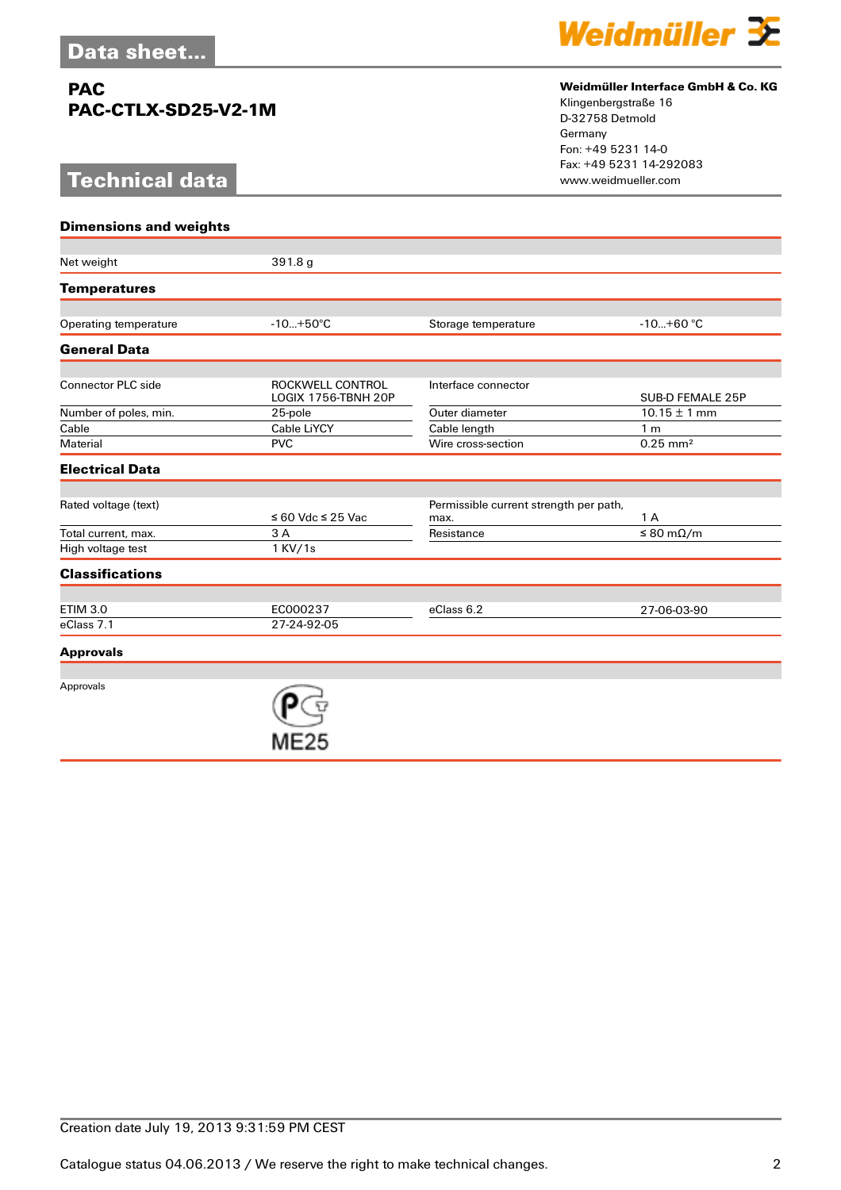# Data sheet...

## PAC
## PAC-CTLX-SD25-V2-1M

**Weidmüller Interface GmbH & Co. KG**
Klingenbergstraße 16
D-32758 Detmold
Germany
Fon: +49 5231 14-0
Fax: +49 5231 14-292083
www.weidmueller.com

# Technical data

### Dimensions and weights

| | |
|---|---|
| Net weight | 391.8 g |

### Temperatures

| | | | |
|---|---|---|---|
| Operating temperature | -10...+50°C | Storage temperature | -10...+60 °C |

### General Data

| | | | |
|---|---|---|---|
| Connector PLC side | ROCKWELL CONTROL LOGIX 1756-TBNH 20P | Interface connector | SUB-D FEMALE 25P |
| Number of poles, min. | 25-pole | Outer diameter | 10.15 ± 1 mm |
| Cable | Cable LiYCY | Cable length | 1 m |
| Material | PVC | Wire cross-section | 0.25 mm² |

### Electrical Data

| | | | |
|---|---|---|---|
| Rated voltage (text) | ≤ 60 Vdc ≤ 25 Vac | Permissible current strength per path, max. | 1 A |
| Total current, max. | 3 A | Resistance | ≤ 80 mΩ/m |
| High voltage test | 1 KV/1s | | |

### Classifications

| | | | |
|---|---|---|---|
| ETIM 3.0 | EC000237 | eClass 6.2 | 27-06-03-90 |
| eClass 7.1 | 27-24-92-05 | | |

### Approvals

Approvals

ME25

Creation date July 19, 2013 9:31:59 PM CEST

Catalogue status 04.06.2013 / We reserve the right to make technical changes.